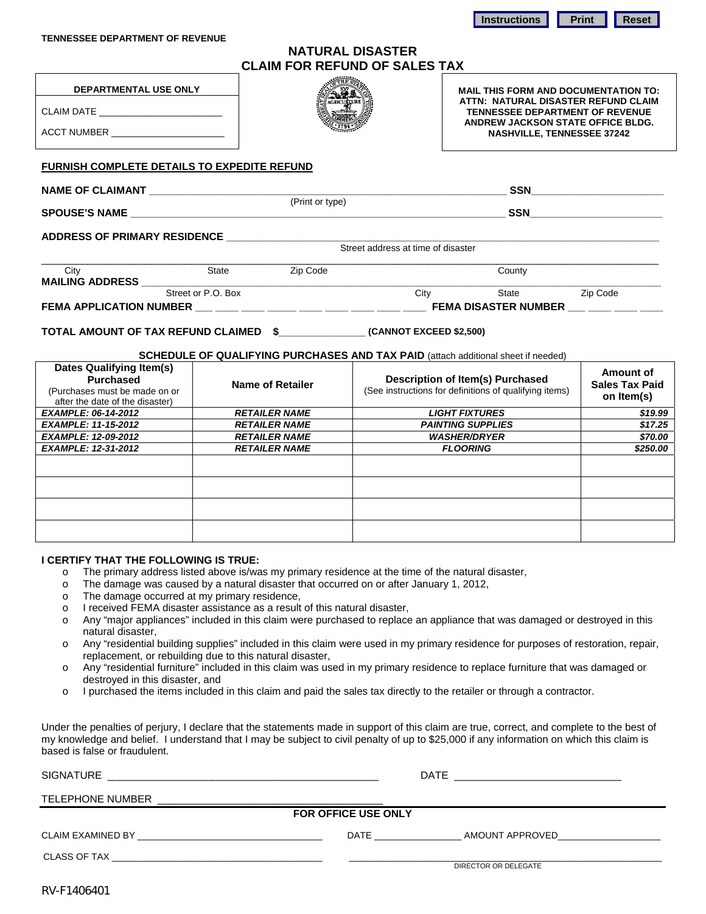Instructions Print Reset

**TENNESSEE DEPARTMENT OF REVENUE**

# NATURAL DISASTER CLAIM FOR REFUND OF SALES TAX

| DEPARTMENTAL USE ONLY |
|---|
| CLAIM DATE ______________________ |
| ACCT NUMBER _____________________ |

**MAIL THIS FORM AND DOCUMENTATION TO:**
**ATTN: NATURAL DISASTER REFUND CLAIM**
**TENNESSEE DEPARTMENT OF REVENUE**
**ANDREW JACKSON STATE OFFICE BLDG.**
**NASHVILLE, TENNESSEE 37242**

**FURNISH COMPLETE DETAILS TO EXPEDITE REFUND**

**NAME OF CLAIMANT** ______________________________________________ **SSN**____________________
(Print or type)

**SPOUSE'S NAME** ______________________________________________ **SSN**____________________

**ADDRESS OF PRIMARY RESIDENCE** ______________________________________________
Street address at time of disaster

______________________________________________
City State Zip Code County

**MAILING ADDRESS** ______________________________________________
Street or P.O. Box City State Zip Code

**FEMA APPLICATION NUMBER** ___ ___ ___ ___ ___ ___ ___ ___ ___ **FEMA DISASTER NUMBER** ___ ___ ___ ___

**TOTAL AMOUNT OF TAX REFUND CLAIMED $**_______________ **(CANNOT EXCEED $2,500)**

**SCHEDULE OF QUALIFYING PURCHASES AND TAX PAID** (attach additional sheet if needed)

| **Dates Qualifying Item(s) Purchased** (Purchases must be made on or after the date of the disaster) | **Name of Retailer** | **Description of Item(s) Purchased** (See instructions for definitions of qualifying items) | **Amount of Sales Tax Paid on Item(s)** |
|---|---|---|---|
| ***EXAMPLE: 06-14-2012*** | ***RETAILER NAME*** | ***LIGHT FIXTURES*** | ***$19.99*** |
| ***EXAMPLE: 11-15-2012*** | ***RETAILER NAME*** | ***PAINTING SUPPLIES*** | ***$17.25*** |
| ***EXAMPLE: 12-09-2012*** | ***RETAILER NAME*** | ***WASHER/DRYER*** | ***$70.00*** |
| ***EXAMPLE: 12-31-2012*** | ***RETAILER NAME*** | ***FLOORING*** | ***$250.00*** |
| | | | |
| | | | |
| | | | |
| | | | |

**I CERTIFY THAT THE FOLLOWING IS TRUE:**

- The primary address listed above is/was my primary residence at the time of the natural disaster,
- The damage was caused by a natural disaster that occurred on or after January 1, 2012,
- The damage occurred at my primary residence,
- I received FEMA disaster assistance as a result of this natural disaster,
- Any "major appliances" included in this claim were purchased to replace an appliance that was damaged or destroyed in this natural disaster,
- Any "residential building supplies" included in this claim were used in my primary residence for purposes of restoration, repair, replacement, or rebuilding due to this natural disaster,
- Any "residential furniture" included in this claim was used in my primary residence to replace furniture that was damaged or destroyed in this disaster, and
- I purchased the items included in this claim and paid the sales tax directly to the retailer or through a contractor.

Under the penalties of perjury, I declare that the statements made in support of this claim are true, correct, and complete to the best of my knowledge and belief. I understand that I may be subject to civil penalty of up to $25,000 if any information on which this claim is based is false or fraudulent.

SIGNATURE ______________________________________________ DATE ____________________________

TELEPHONE NUMBER ______________________________________

**FOR OFFICE USE ONLY**

CLAIM EXAMINED BY ________________________________ DATE ________________ AMOUNT APPROVED__________________

CLASS OF TAX ____________________________________ ______________________________________________
DIRECTOR OR DELEGATE

RV-F1406401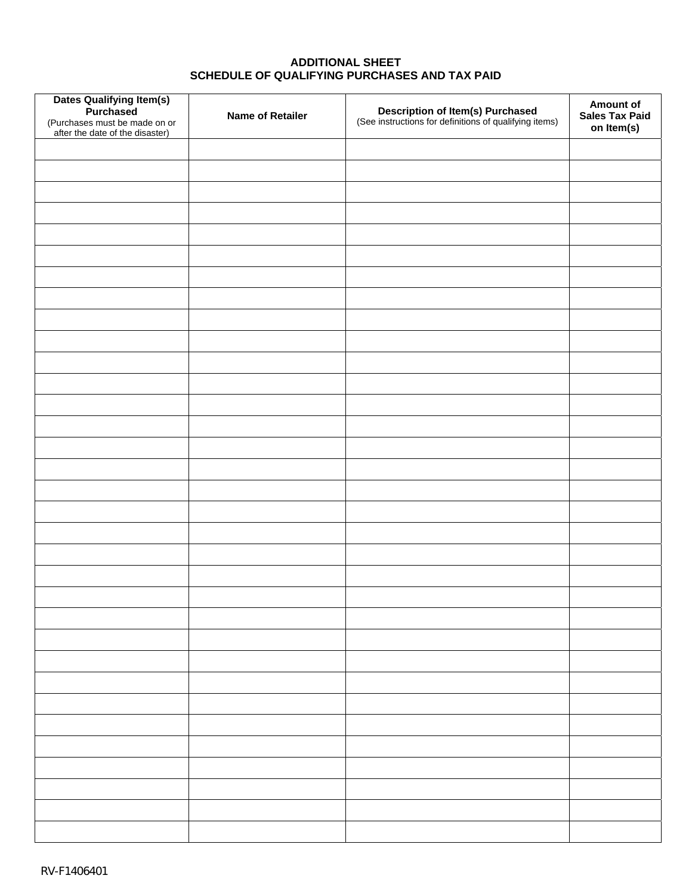**ADDITIONAL SHEET**
**SCHEDULE OF QUALIFYING PURCHASES AND TAX PAID**

| **Dates Qualifying Item(s) Purchased** (Purchases must be made on or after the date of the disaster) | **Name of Retailer** | **Description of Item(s) Purchased** (See instructions for definitions of qualifying items) | **Amount of Sales Tax Paid on Item(s)** |
|---|---|---|---|
| | | | |
| | | | |
| | | | |
| | | | |
| | | | |
| | | | |
| | | | |
| | | | |
| | | | |
| | | | |
| | | | |
| | | | |
| | | | |
| | | | |
| | | | |
| | | | |
| | | | |
| | | | |
| | | | |
| | | | |
| | | | |
| | | | |
| | | | |
| | | | |
| | | | |
| | | | |
| | | | |
| | | | |
| | | | |
| | | | |
| | | | |
| | | | |
| | | | |
| | | | |
| | | | |

RV-F1406401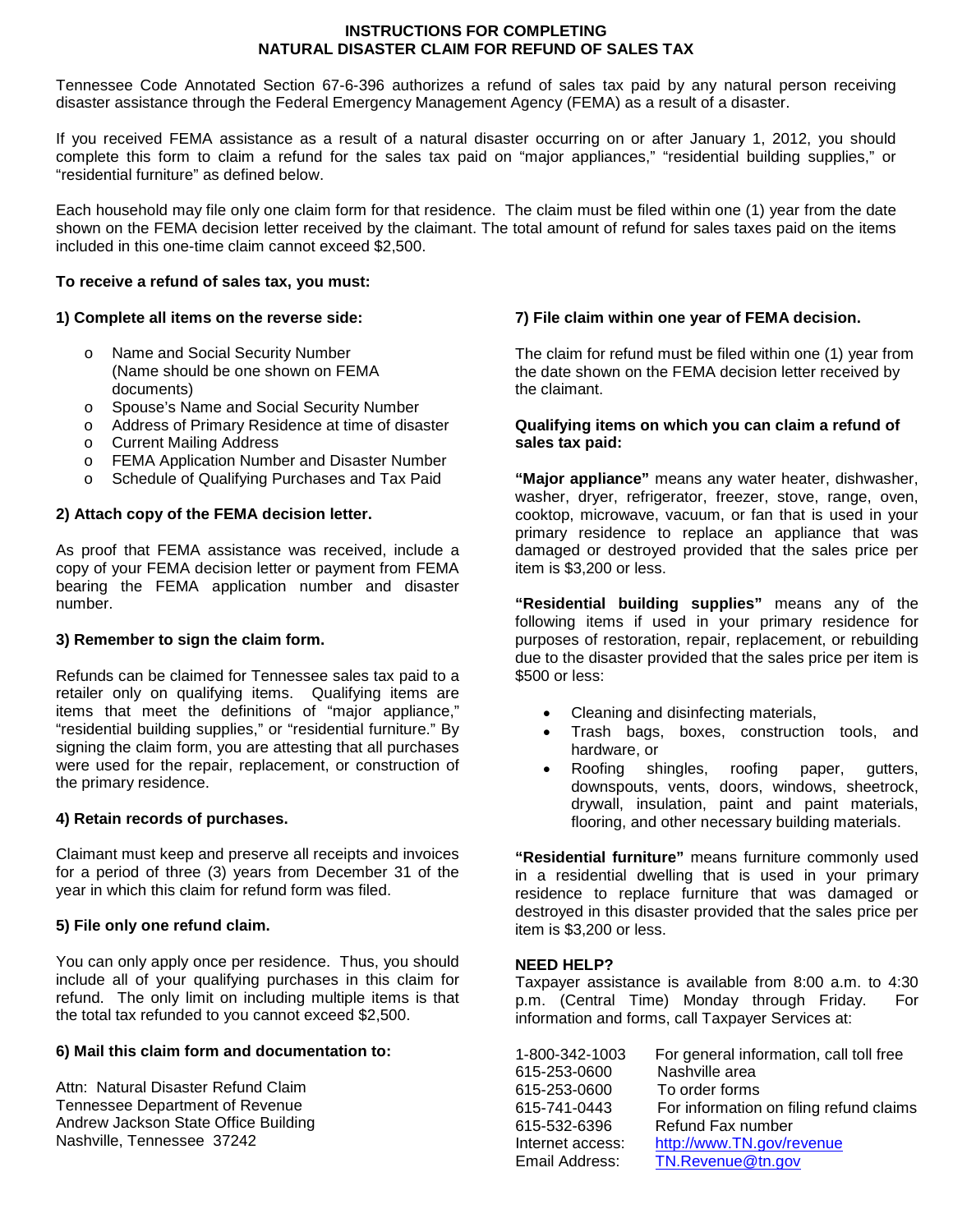# INSTRUCTIONS FOR COMPLETING NATURAL DISASTER CLAIM FOR REFUND OF SALES TAX

Tennessee Code Annotated Section 67-6-396 authorizes a refund of sales tax paid by any natural person receiving disaster assistance through the Federal Emergency Management Agency (FEMA) as a result of a disaster.

If you received FEMA assistance as a result of a natural disaster occurring on or after January 1, 2012, you should complete this form to claim a refund for the sales tax paid on "major appliances," "residential building supplies," or "residential furniture" as defined below.

Each household may file only one claim form for that residence. The claim must be filed within one (1) year from the date shown on the FEMA decision letter received by the claimant. The total amount of refund for sales taxes paid on the items included in this one-time claim cannot exceed $2,500.

**To receive a refund of sales tax, you must:**

**1) Complete all items on the reverse side:**

- Name and Social Security Number (Name should be one shown on FEMA documents)
- Spouse's Name and Social Security Number
- Address of Primary Residence at time of disaster
- Current Mailing Address
- FEMA Application Number and Disaster Number
- Schedule of Qualifying Purchases and Tax Paid

**2) Attach copy of the FEMA decision letter.**

As proof that FEMA assistance was received, include a copy of your FEMA decision letter or payment from FEMA bearing the FEMA application number and disaster number.

**3) Remember to sign the claim form.**

Refunds can be claimed for Tennessee sales tax paid to a retailer only on qualifying items. Qualifying items are items that meet the definitions of "major appliance," "residential building supplies," or "residential furniture." By signing the claim form, you are attesting that all purchases were used for the repair, replacement, or construction of the primary residence.

**4) Retain records of purchases.**

Claimant must keep and preserve all receipts and invoices for a period of three (3) years from December 31 of the year in which this claim for refund form was filed.

**5) File only one refund claim.**

You can only apply once per residence. Thus, you should include all of your qualifying purchases in this claim for refund. The only limit on including multiple items is that the total tax refunded to you cannot exceed $2,500.

**6) Mail this claim form and documentation to:**

Attn: Natural Disaster Refund Claim
Tennessee Department of Revenue
Andrew Jackson State Office Building
Nashville, Tennessee 37242

**7) File claim within one year of FEMA decision.**

The claim for refund must be filed within one (1) year from the date shown on the FEMA decision letter received by the claimant.

**Qualifying items on which you can claim a refund of sales tax paid:**

**"Major appliance"** means any water heater, dishwasher, washer, dryer, refrigerator, freezer, stove, range, oven, cooktop, microwave, vacuum, or fan that is used in your primary residence to replace an appliance that was damaged or destroyed provided that the sales price per item is $3,200 or less.

**"Residential building supplies"** means any of the following items if used in your primary residence for purposes of restoration, repair, replacement, or rebuilding due to the disaster provided that the sales price per item is $500 or less:

- Cleaning and disinfecting materials,
- Trash bags, boxes, construction tools, and hardware, or
- Roofing shingles, roofing paper, gutters, downspouts, vents, doors, windows, sheetrock, drywall, insulation, paint and paint materials, flooring, and other necessary building materials.

**"Residential furniture"** means furniture commonly used in a residential dwelling that is used in your primary residence to replace furniture that was damaged or destroyed in this disaster provided that the sales price per item is $3,200 or less.

**NEED HELP?**
Taxpayer assistance is available from 8:00 a.m. to 4:30 p.m. (Central Time) Monday through Friday. For information and forms, call Taxpayer Services at:

| | |
|---|---|
| 1-800-342-1003 | For general information, call toll free |
| 615-253-0600 | Nashville area |
| 615-253-0600 | To order forms |
| 615-741-0443 | For information on filing refund claims |
| 615-532-6396 | Refund Fax number |
| Internet access: | http://www.TN.gov/revenue |
| Email Address: | TN.Revenue@tn.gov |